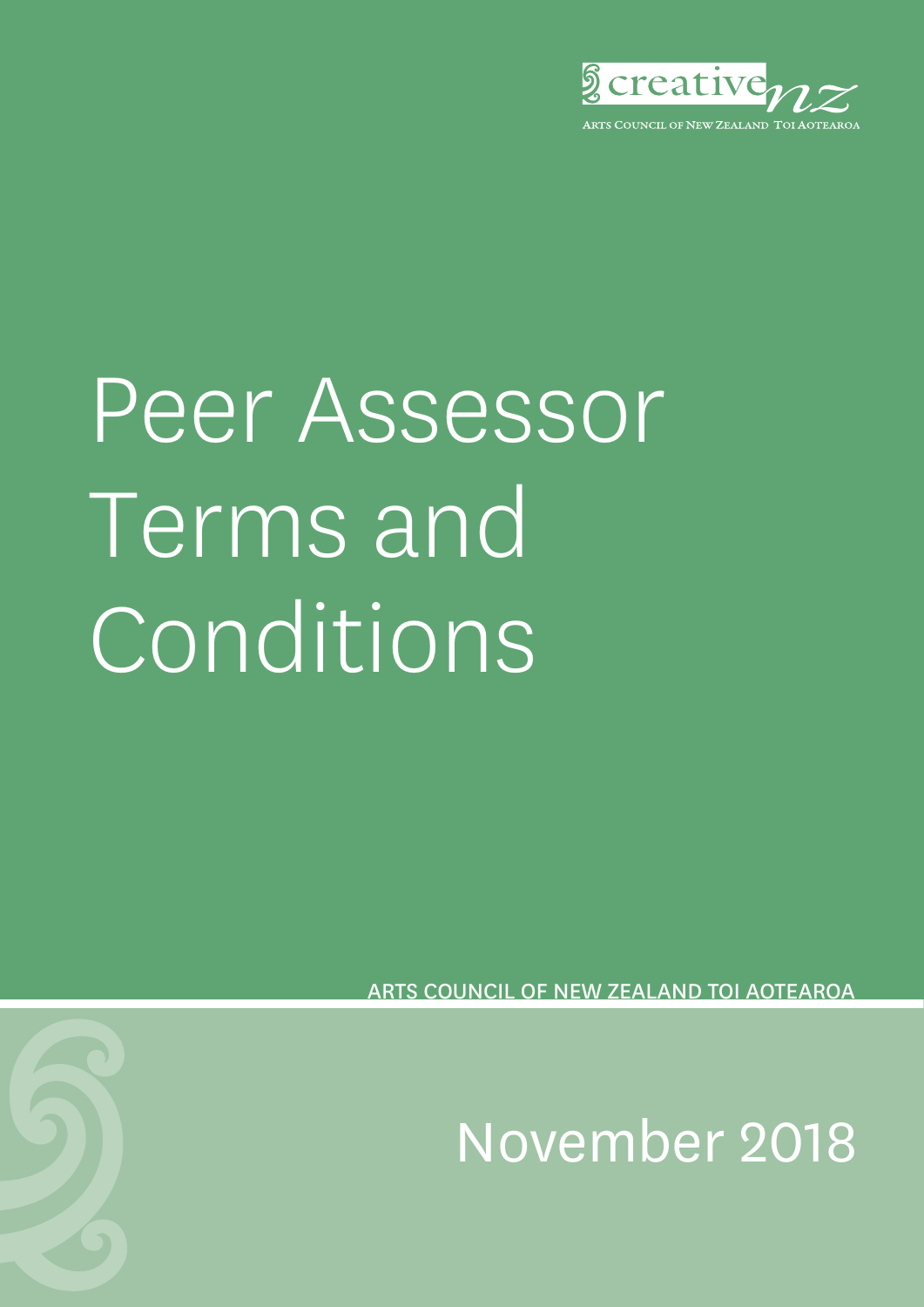creative nz

Arts Council of New Zealand Toi Aotearoa

# Peer Assessor Terms and Conditions

ARTS COUNCIL OF NEW ZEALAND TOI AOTEAROA

November 2018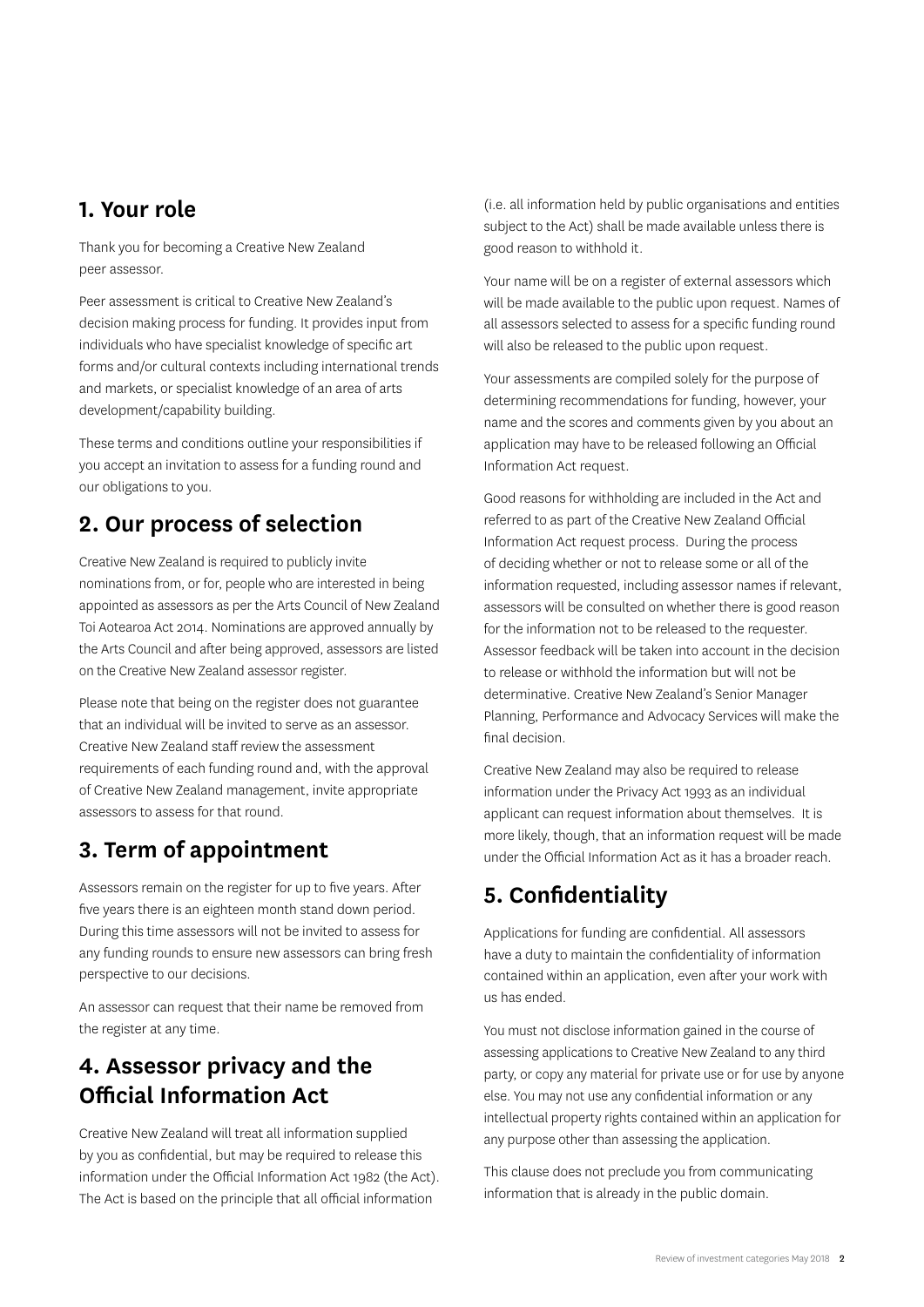## 1. Your role

Thank you for becoming a Creative New Zealand peer assessor.

Peer assessment is critical to Creative New Zealand's decision making process for funding. It provides input from individuals who have specialist knowledge of specific art forms and/or cultural contexts including international trends and markets, or specialist knowledge of an area of arts development/capability building.

These terms and conditions outline your responsibilities if you accept an invitation to assess for a funding round and our obligations to you.

## 2. Our process of selection

Creative New Zealand is required to publicly invite nominations from, or for, people who are interested in being appointed as assessors as per the Arts Council of New Zealand Toi Aotearoa Act 2014. Nominations are approved annually by the Arts Council and after being approved, assessors are listed on the Creative New Zealand assessor register.

Please note that being on the register does not guarantee that an individual will be invited to serve as an assessor. Creative New Zealand staff review the assessment requirements of each funding round and, with the approval of Creative New Zealand management, invite appropriate assessors to assess for that round.

## 3. Term of appointment

Assessors remain on the register for up to five years. After five years there is an eighteen month stand down period. During this time assessors will not be invited to assess for any funding rounds to ensure new assessors can bring fresh perspective to our decisions.

An assessor can request that their name be removed from the register at any time.

## 4. Assessor privacy and the Official Information Act

Creative New Zealand will treat all information supplied by you as confidential, but may be required to release this information under the Official Information Act 1982 (the Act). The Act is based on the principle that all official information (i.e. all information held by public organisations and entities subject to the Act) shall be made available unless there is good reason to withhold it.

Your name will be on a register of external assessors which will be made available to the public upon request. Names of all assessors selected to assess for a specific funding round will also be released to the public upon request.

Your assessments are compiled solely for the purpose of determining recommendations for funding, however, your name and the scores and comments given by you about an application may have to be released following an Official Information Act request.

Good reasons for withholding are included in the Act and referred to as part of the Creative New Zealand Official Information Act request process. During the process of deciding whether or not to release some or all of the information requested, including assessor names if relevant, assessors will be consulted on whether there is good reason for the information not to be released to the requester. Assessor feedback will be taken into account in the decision to release or withhold the information but will not be determinative. Creative New Zealand's Senior Manager Planning, Performance and Advocacy Services will make the final decision.

Creative New Zealand may also be required to release information under the Privacy Act 1993 as an individual applicant can request information about themselves. It is more likely, though, that an information request will be made under the Official Information Act as it has a broader reach.

## 5. Confidentiality

Applications for funding are confidential. All assessors have a duty to maintain the confidentiality of information contained within an application, even after your work with us has ended.

You must not disclose information gained in the course of assessing applications to Creative New Zealand to any third party, or copy any material for private use or for use by anyone else. You may not use any confidential information or any intellectual property rights contained within an application for any purpose other than assessing the application.

This clause does not preclude you from communicating information that is already in the public domain.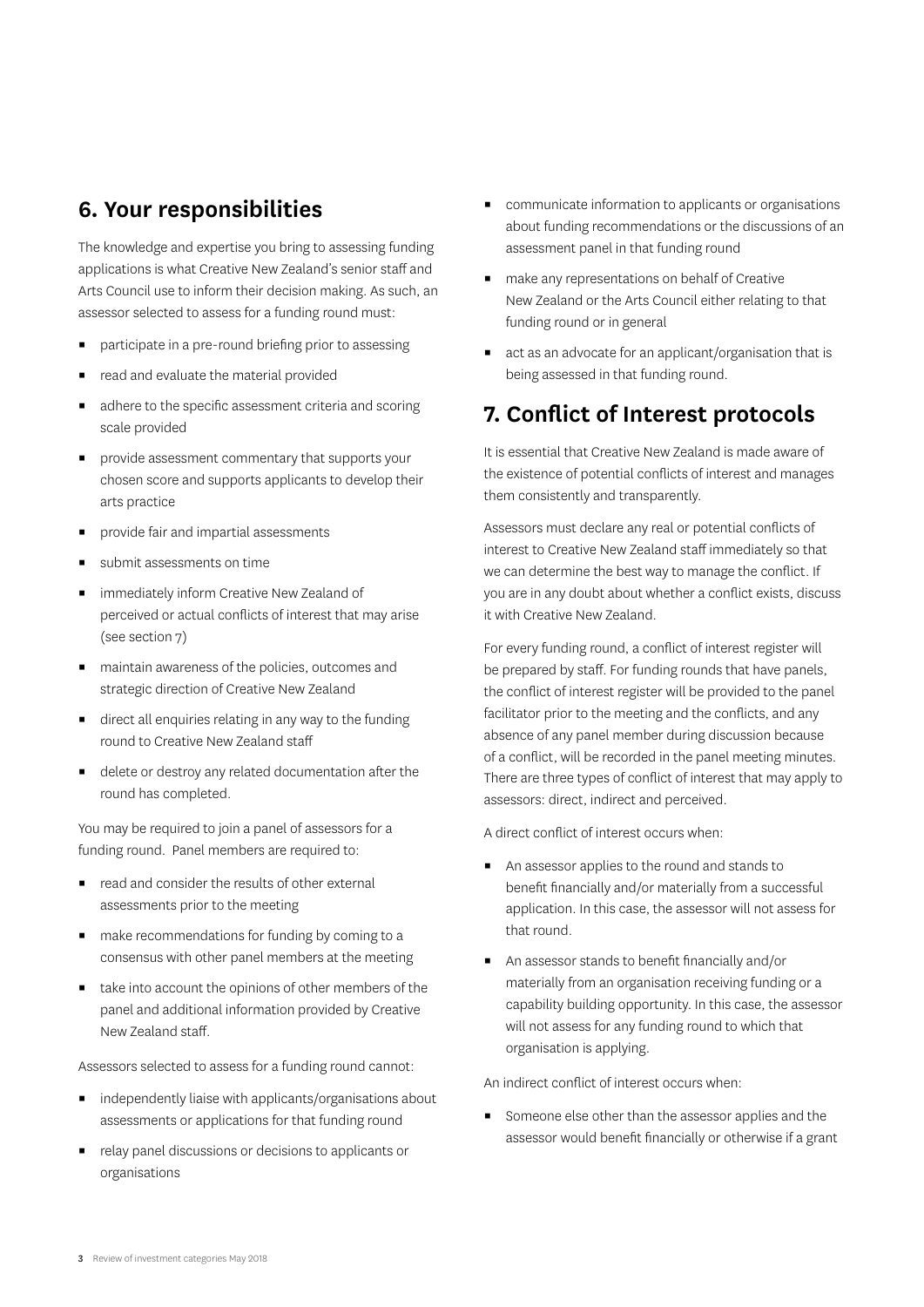## 6. Your responsibilities

The knowledge and expertise you bring to assessing funding applications is what Creative New Zealand's senior staff and Arts Council use to inform their decision making. As such, an assessor selected to assess for a funding round must:

- participate in a pre-round briefing prior to assessing
- read and evaluate the material provided
- adhere to the specific assessment criteria and scoring scale provided
- provide assessment commentary that supports your chosen score and supports applicants to develop their arts practice
- provide fair and impartial assessments
- submit assessments on time
- immediately inform Creative New Zealand of perceived or actual conflicts of interest that may arise (see section 7)
- maintain awareness of the policies, outcomes and strategic direction of Creative New Zealand
- direct all enquiries relating in any way to the funding round to Creative New Zealand staff
- delete or destroy any related documentation after the round has completed.

You may be required to join a panel of assessors for a funding round. Panel members are required to:

- read and consider the results of other external assessments prior to the meeting
- make recommendations for funding by coming to a consensus with other panel members at the meeting
- take into account the opinions of other members of the panel and additional information provided by Creative New Zealand staff.

Assessors selected to assess for a funding round cannot:

- independently liaise with applicants/organisations about assessments or applications for that funding round
- relay panel discussions or decisions to applicants or organisations
- communicate information to applicants or organisations about funding recommendations or the discussions of an assessment panel in that funding round
- make any representations on behalf of Creative New Zealand or the Arts Council either relating to that funding round or in general
- act as an advocate for an applicant/organisation that is being assessed in that funding round.

## 7. Conflict of Interest protocols

It is essential that Creative New Zealand is made aware of the existence of potential conflicts of interest and manages them consistently and transparently.

Assessors must declare any real or potential conflicts of interest to Creative New Zealand staff immediately so that we can determine the best way to manage the conflict. If you are in any doubt about whether a conflict exists, discuss it with Creative New Zealand.

For every funding round, a conflict of interest register will be prepared by staff. For funding rounds that have panels, the conflict of interest register will be provided to the panel facilitator prior to the meeting and the conflicts, and any absence of any panel member during discussion because of a conflict, will be recorded in the panel meeting minutes. There are three types of conflict of interest that may apply to assessors: direct, indirect and perceived.

A direct conflict of interest occurs when:

- An assessor applies to the round and stands to benefit financially and/or materially from a successful application. In this case, the assessor will not assess for that round.
- An assessor stands to benefit financially and/or materially from an organisation receiving funding or a capability building opportunity. In this case, the assessor will not assess for any funding round to which that organisation is applying.

An indirect conflict of interest occurs when:

- Someone else other than the assessor applies and the assessor would benefit financially or otherwise if a grant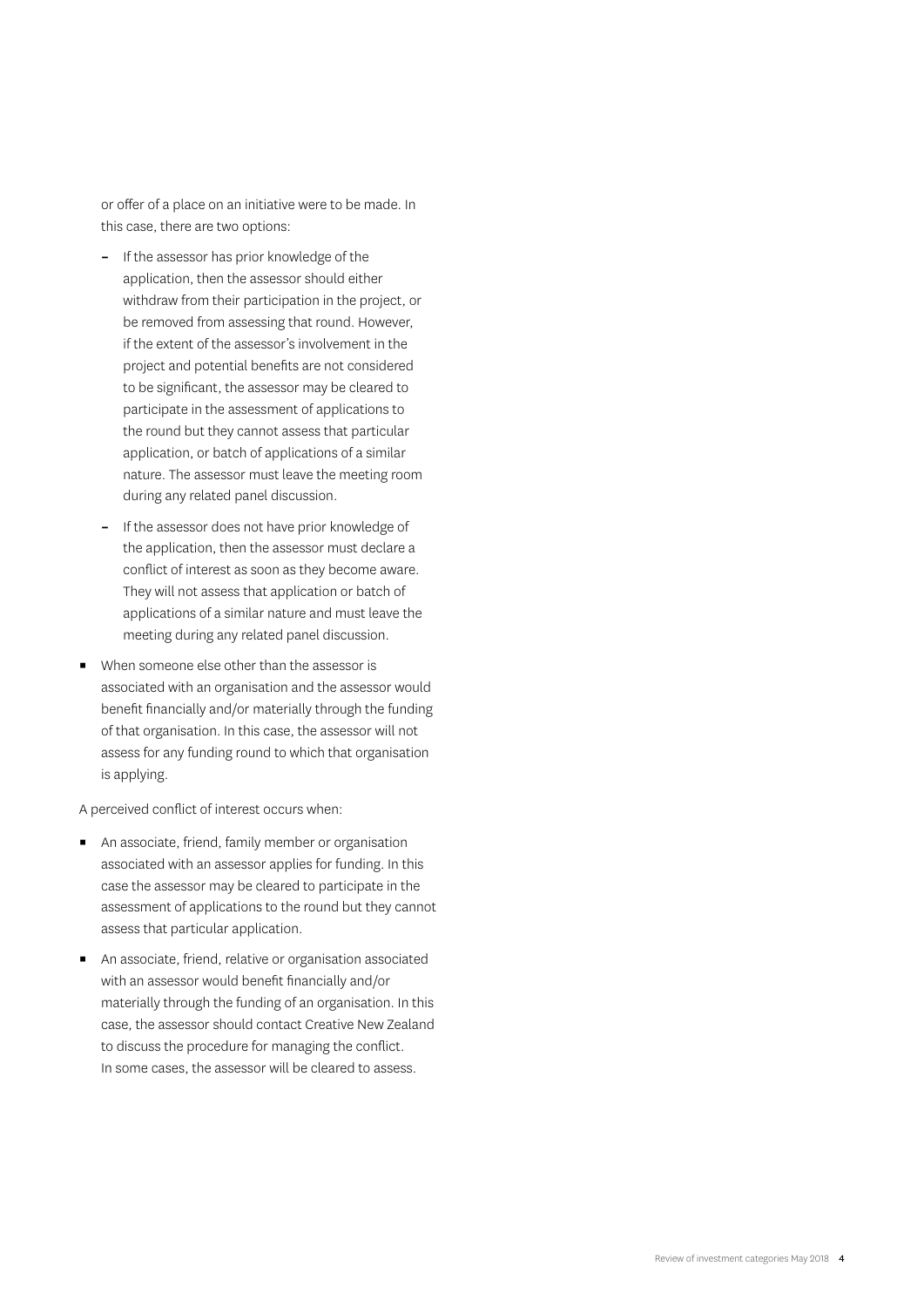or offer of a place on an initiative were to be made. In this case, there are two options:

  - If the assessor has prior knowledge of the application, then the assessor should either withdraw from their participation in the project, or be removed from assessing that round. However, if the extent of the assessor's involvement in the project and potential benefits are not considered to be significant, the assessor may be cleared to participate in the assessment of applications to the round but they cannot assess that particular application, or batch of applications of a similar nature. The assessor must leave the meeting room during any related panel discussion.
  - If the assessor does not have prior knowledge of the application, then the assessor must declare a conflict of interest as soon as they become aware. They will not assess that application or batch of applications of a similar nature and must leave the meeting during any related panel discussion.

- When someone else other than the assessor is associated with an organisation and the assessor would benefit financially and/or materially through the funding of that organisation. In this case, the assessor will not assess for any funding round to which that organisation is applying.

A perceived conflict of interest occurs when:

- An associate, friend, family member or organisation associated with an assessor applies for funding. In this case the assessor may be cleared to participate in the assessment of applications to the round but they cannot assess that particular application.
- An associate, friend, relative or organisation associated with an assessor would benefit financially and/or materially through the funding of an organisation. In this case, the assessor should contact Creative New Zealand to discuss the procedure for managing the conflict. In some cases, the assessor will be cleared to assess.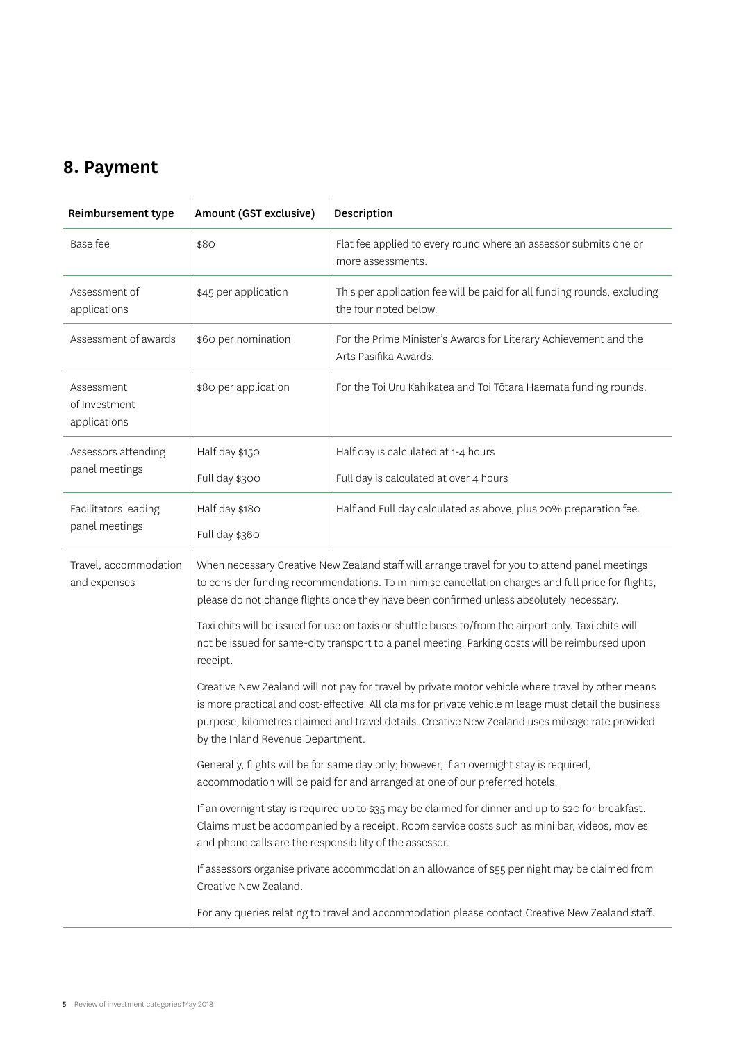## 8. Payment

| Reimbursement type | Amount (GST exclusive) | Description |
|---|---|---|
| Base fee | $80 | Flat fee applied to every round where an assessor submits one or more assessments. |
| Assessment of applications | $45 per application | This per application fee will be paid for all funding rounds, excluding the four noted below. |
| Assessment of awards | $60 per nomination | For the Prime Minister's Awards for Literary Achievement and the Arts Pasifika Awards. |
| Assessment of Investment applications | $80 per application | For the Toi Uru Kahikatea and Toi Tōtara Haemata funding rounds. |
| Assessors attending panel meetings | Half day $150<br>Full day $300 | Half day is calculated at 1-4 hours<br>Full day is calculated at over 4 hours |
| Facilitators leading panel meetings | Half day $180<br>Full day $360 | Half and Full day calculated as above, plus 20% preparation fee. |
| Travel, accommodation and expenses | When necessary Creative New Zealand staff will arrange travel for you to attend panel meetings to consider funding recommendations. To minimise cancellation charges and full price for flights, please do not change flights once they have been confirmed unless absolutely necessary.<br><br>Taxi chits will be issued for use on taxis or shuttle buses to/from the airport only. Taxi chits will not be issued for same-city transport to a panel meeting. Parking costs will be reimbursed upon receipt.<br><br>Creative New Zealand will not pay for travel by private motor vehicle where travel by other means is more practical and cost-effective. All claims for private vehicle mileage must detail the business purpose, kilometres claimed and travel details. Creative New Zealand uses mileage rate provided by the Inland Revenue Department.<br><br>Generally, flights will be for same day only; however, if an overnight stay is required, accommodation will be paid for and arranged at one of our preferred hotels.<br><br>If an overnight stay is required up to $35 may be claimed for dinner and up to $20 for breakfast. Claims must be accompanied by a receipt. Room service costs such as mini bar, videos, movies and phone calls are the responsibility of the assessor.<br><br>If assessors organise private accommodation an allowance of $55 per night may be claimed from Creative New Zealand.<br><br>For any queries relating to travel and accommodation please contact Creative New Zealand staff. | |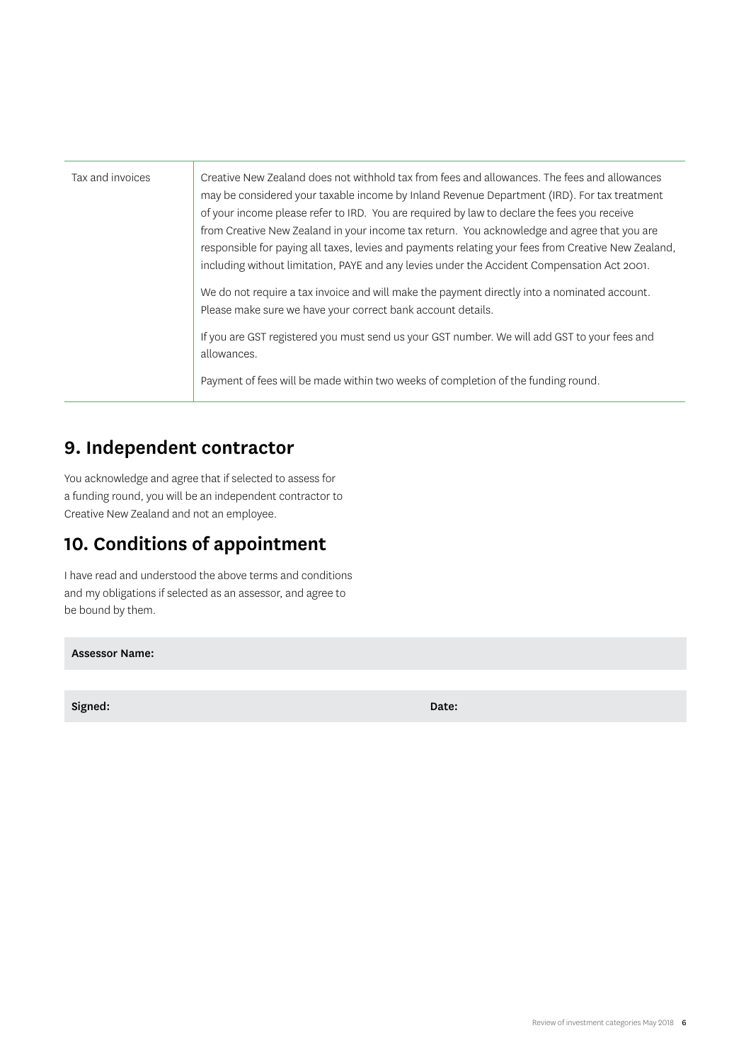| | |
|---|---|
| Tax and invoices | Creative New Zealand does not withhold tax from fees and allowances. The fees and allowances may be considered your taxable income by Inland Revenue Department (IRD). For tax treatment of your income please refer to IRD. You are required by law to declare the fees you receive from Creative New Zealand in your income tax return. You acknowledge and agree that you are responsible for paying all taxes, levies and payments relating your fees from Creative New Zealand, including without limitation, PAYE and any levies under the Accident Compensation Act 2001.<br><br>We do not require a tax invoice and will make the payment directly into a nominated account. Please make sure we have your correct bank account details.<br><br>If you are GST registered you must send us your GST number. We will add GST to your fees and allowances.<br><br>Payment of fees will be made within two weeks of completion of the funding round. |

## 9. Independent contractor

You acknowledge and agree that if selected to assess for a funding round, you will be an independent contractor to Creative New Zealand and not an employee.

## 10. Conditions of appointment

I have read and understood the above terms and conditions and my obligations if selected as an assessor, and agree to be bound by them.

**Assessor Name:**

**Signed:** **Date:**